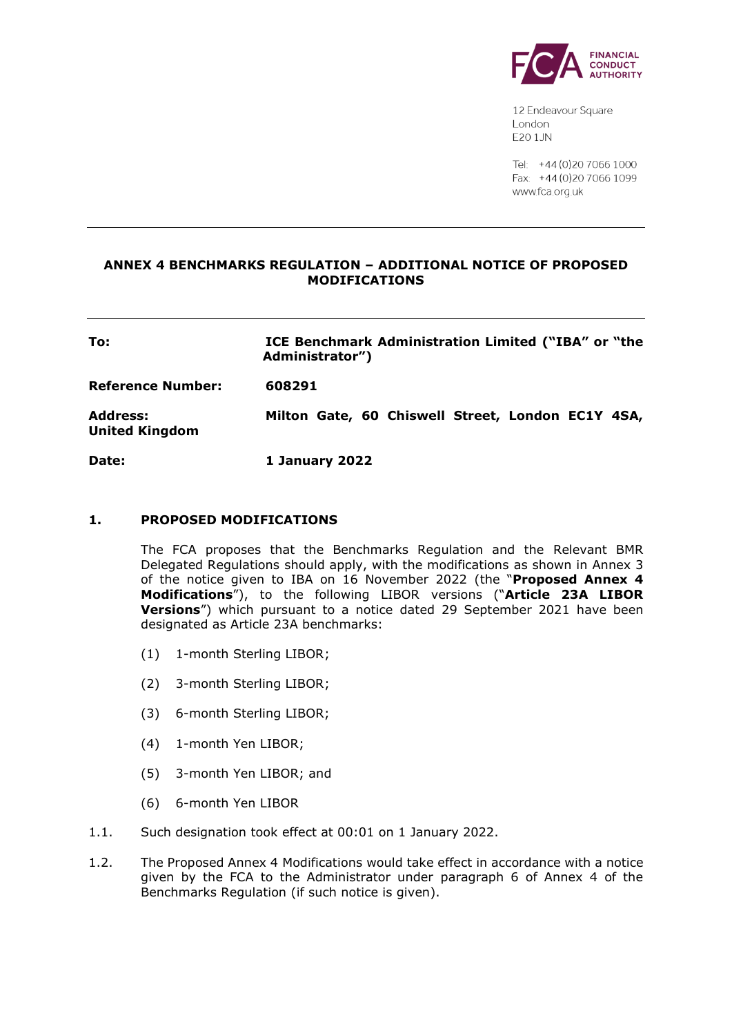FINANCIAL CONDUCT AUTHORITY

12 Endeavour Square
London
E20 1JN

Tel: +44 (0)20 7066 1000
Fax: +44 (0)20 7066 1099
www.fca.org.uk

---

## ANNEX 4 BENCHMARKS REGULATION – ADDITIONAL NOTICE OF PROPOSED MODIFICATIONS

---

| | |
|---|---|
| **To:** | **ICE Benchmark Administration Limited ("IBA" or "the Administrator")** |
| **Reference Number:** | **608291** |
| **Address:** | **Milton Gate, 60 Chiswell Street, London EC1Y 4SA, United Kingdom** |
| **Date:** | **1 January 2022** |

### 1. PROPOSED MODIFICATIONS

The FCA proposes that the Benchmarks Regulation and the Relevant BMR Delegated Regulations should apply, with the modifications as shown in Annex 3 of the notice given to IBA on 16 November 2022 (the "**Proposed Annex 4 Modifications**"), to the following LIBOR versions ("**Article 23A LIBOR Versions**") which pursuant to a notice dated 29 September 2021 have been designated as Article 23A benchmarks:

(1) 1-month Sterling LIBOR;

(2) 3-month Sterling LIBOR;

(3) 6-month Sterling LIBOR;

(4) 1-month Yen LIBOR;

(5) 3-month Yen LIBOR; and

(6) 6-month Yen LIBOR

1.1. Such designation took effect at 00:01 on 1 January 2022.

1.2. The Proposed Annex 4 Modifications would take effect in accordance with a notice given by the FCA to the Administrator under paragraph 6 of Annex 4 of the Benchmarks Regulation (if such notice is given).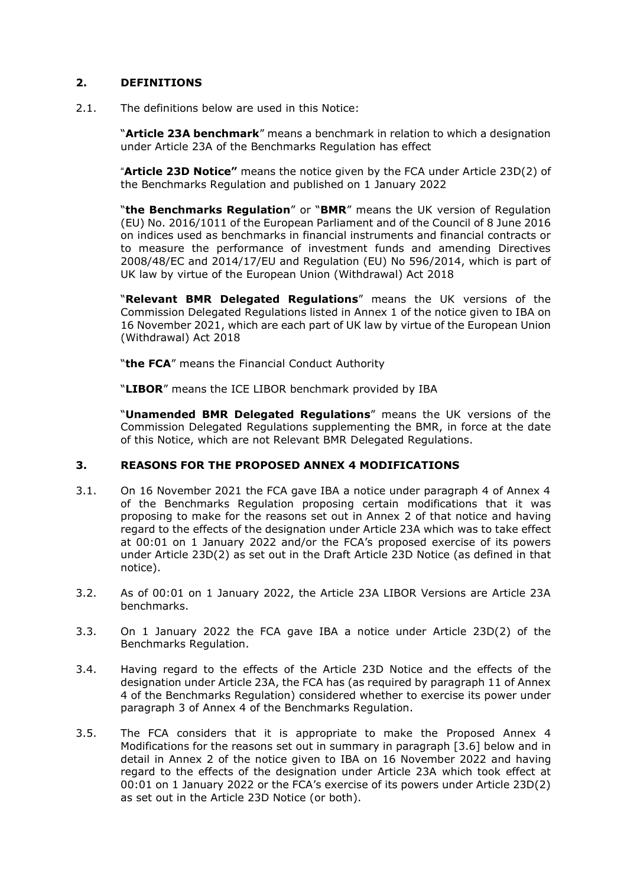## 2. DEFINITIONS

2.1. The definitions below are used in this Notice:

"**Article 23A benchmark**" means a benchmark in relation to which a designation under Article 23A of the Benchmarks Regulation has effect

"**Article 23D Notice"** means the notice given by the FCA under Article 23D(2) of the Benchmarks Regulation and published on 1 January 2022

"**the Benchmarks Regulation**" or "**BMR**" means the UK version of Regulation (EU) No. 2016/1011 of the European Parliament and of the Council of 8 June 2016 on indices used as benchmarks in financial instruments and financial contracts or to measure the performance of investment funds and amending Directives 2008/48/EC and 2014/17/EU and Regulation (EU) No 596/2014, which is part of UK law by virtue of the European Union (Withdrawal) Act 2018

"**Relevant BMR Delegated Regulations**" means the UK versions of the Commission Delegated Regulations listed in Annex 1 of the notice given to IBA on 16 November 2021, which are each part of UK law by virtue of the European Union (Withdrawal) Act 2018

"**the FCA**" means the Financial Conduct Authority

"**LIBOR**" means the ICE LIBOR benchmark provided by IBA

"**Unamended BMR Delegated Regulations**" means the UK versions of the Commission Delegated Regulations supplementing the BMR, in force at the date of this Notice, which are not Relevant BMR Delegated Regulations.

## 3. REASONS FOR THE PROPOSED ANNEX 4 MODIFICATIONS

3.1. On 16 November 2021 the FCA gave IBA a notice under paragraph 4 of Annex 4 of the Benchmarks Regulation proposing certain modifications that it was proposing to make for the reasons set out in Annex 2 of that notice and having regard to the effects of the designation under Article 23A which was to take effect at 00:01 on 1 January 2022 and/or the FCA's proposed exercise of its powers under Article 23D(2) as set out in the Draft Article 23D Notice (as defined in that notice).

3.2. As of 00:01 on 1 January 2022, the Article 23A LIBOR Versions are Article 23A benchmarks.

3.3. On 1 January 2022 the FCA gave IBA a notice under Article 23D(2) of the Benchmarks Regulation.

3.4. Having regard to the effects of the Article 23D Notice and the effects of the designation under Article 23A, the FCA has (as required by paragraph 11 of Annex 4 of the Benchmarks Regulation) considered whether to exercise its power under paragraph 3 of Annex 4 of the Benchmarks Regulation.

3.5. The FCA considers that it is appropriate to make the Proposed Annex 4 Modifications for the reasons set out in summary in paragraph [3.6] below and in detail in Annex 2 of the notice given to IBA on 16 November 2022 and having regard to the effects of the designation under Article 23A which took effect at 00:01 on 1 January 2022 or the FCA's exercise of its powers under Article 23D(2) as set out in the Article 23D Notice (or both).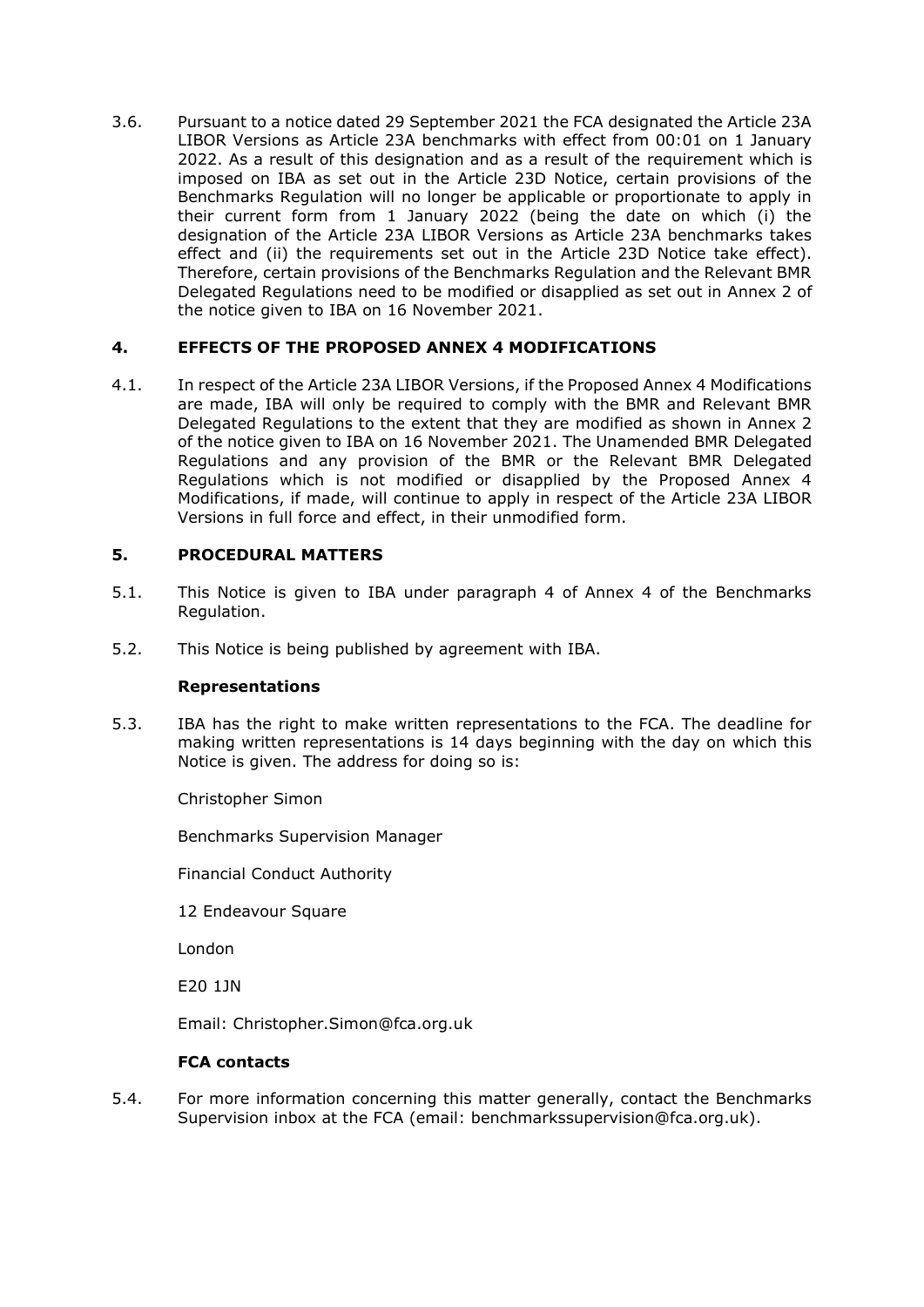3.6. Pursuant to a notice dated 29 September 2021 the FCA designated the Article 23A LIBOR Versions as Article 23A benchmarks with effect from 00:01 on 1 January 2022. As a result of this designation and as a result of the requirement which is imposed on IBA as set out in the Article 23D Notice, certain provisions of the Benchmarks Regulation will no longer be applicable or proportionate to apply in their current form from 1 January 2022 (being the date on which (i) the designation of the Article 23A LIBOR Versions as Article 23A benchmarks takes effect and (ii) the requirements set out in the Article 23D Notice take effect). Therefore, certain provisions of the Benchmarks Regulation and the Relevant BMR Delegated Regulations need to be modified or disapplied as set out in Annex 2 of the notice given to IBA on 16 November 2021.

## 4. EFFECTS OF THE PROPOSED ANNEX 4 MODIFICATIONS

4.1. In respect of the Article 23A LIBOR Versions, if the Proposed Annex 4 Modifications are made, IBA will only be required to comply with the BMR and Relevant BMR Delegated Regulations to the extent that they are modified as shown in Annex 2 of the notice given to IBA on 16 November 2021. The Unamended BMR Delegated Regulations and any provision of the BMR or the Relevant BMR Delegated Regulations which is not modified or disapplied by the Proposed Annex 4 Modifications, if made, will continue to apply in respect of the Article 23A LIBOR Versions in full force and effect, in their unmodified form.

## 5. PROCEDURAL MATTERS

5.1. This Notice is given to IBA under paragraph 4 of Annex 4 of the Benchmarks Regulation.

5.2. This Notice is being published by agreement with IBA.

### Representations

5.3. IBA has the right to make written representations to the FCA. The deadline for making written representations is 14 days beginning with the day on which this Notice is given. The address for doing so is:

Christopher Simon

Benchmarks Supervision Manager

Financial Conduct Authority

12 Endeavour Square

London

E20 1JN

Email: Christopher.Simon@fca.org.uk

### FCA contacts

5.4. For more information concerning this matter generally, contact the Benchmarks Supervision inbox at the FCA (email: benchmarkssupervision@fca.org.uk).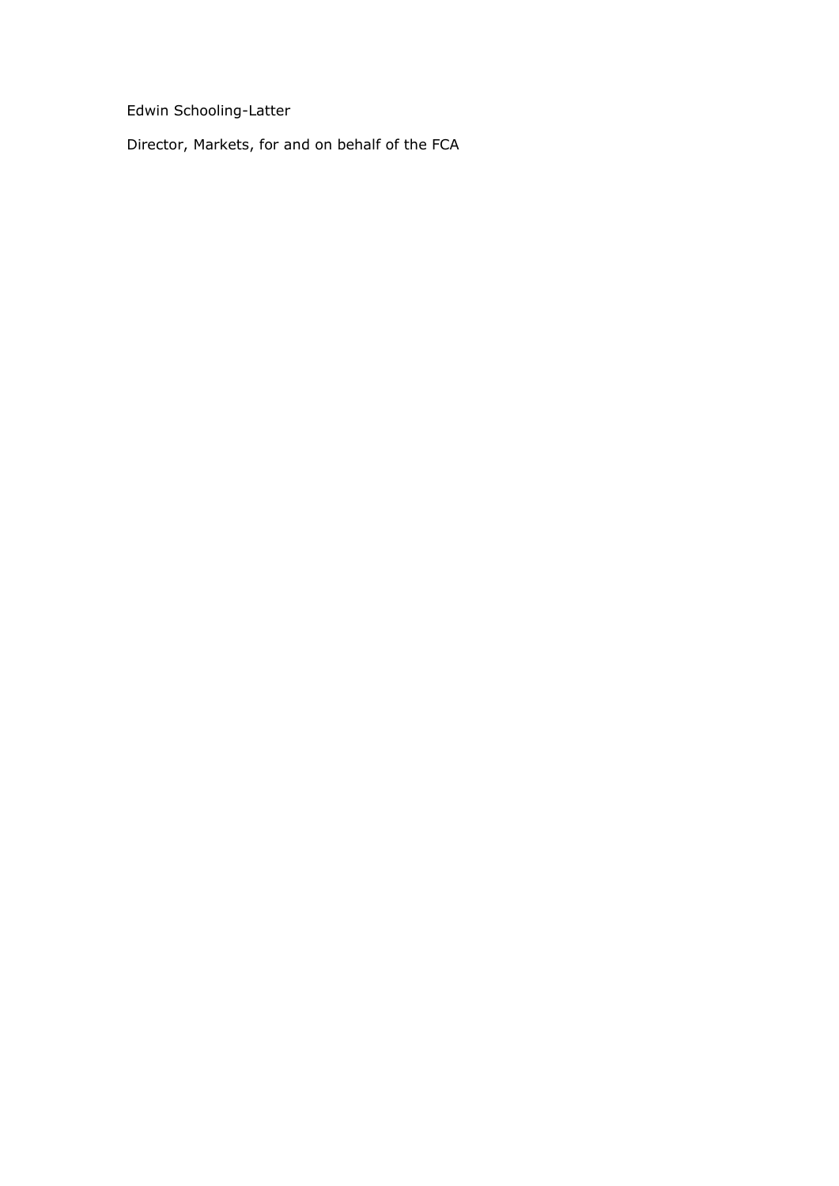Edwin Schooling-Latter

Director, Markets, for and on behalf of the FCA